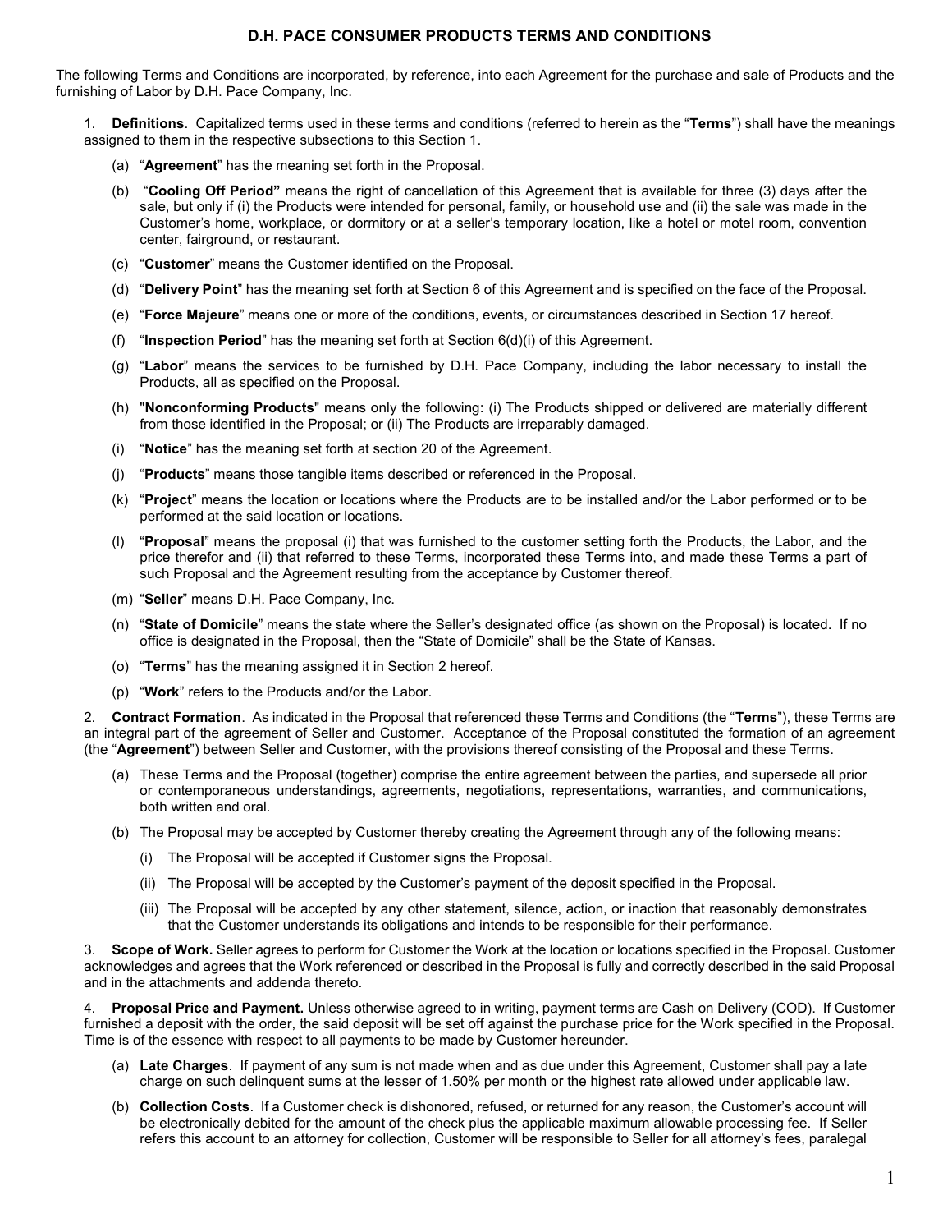# D.H. PACE CONSUMER PRODUCTS TERMS AND CONDITIONS

The following Terms and Conditions are incorporated, by reference, into each Agreement for the purchase and sale of Products and the furnishing of Labor by D.H. Pace Company, Inc.

1. **Definitions**. Capitalized terms used in these terms and conditions (referred to herein as the "**Terms**") shall have the meanings assigned to them in the respective subsections to this Section 1.

   (a) "**Agreement**" has the meaning set forth in the Proposal.

   (b) "**Cooling Off Period"** means the right of cancellation of this Agreement that is available for three (3) days after the sale, but only if (i) the Products were intended for personal, family, or household use and (ii) the sale was made in the Customer's home, workplace, or dormitory or at a seller's temporary location, like a hotel or motel room, convention center, fairground, or restaurant.

   (c) "**Customer**" means the Customer identified on the Proposal.

   (d) "**Delivery Point**" has the meaning set forth at Section 6 of this Agreement and is specified on the face of the Proposal.

   (e) "**Force Majeure**" means one or more of the conditions, events, or circumstances described in Section 17 hereof.

   (f) "**Inspection Period**" has the meaning set forth at Section 6(d)(i) of this Agreement.

   (g) "**Labor**" means the services to be furnished by D.H. Pace Company, including the labor necessary to install the Products, all as specified on the Proposal.

   (h) "**Nonconforming Products**" means only the following: (i) The Products shipped or delivered are materially different from those identified in the Proposal; or (ii) The Products are irreparably damaged.

   (i) "**Notice**" has the meaning set forth at section 20 of the Agreement.

   (j) "**Products**" means those tangible items described or referenced in the Proposal.

   (k) "**Project**" means the location or locations where the Products are to be installed and/or the Labor performed or to be performed at the said location or locations.

   (l) "**Proposal**" means the proposal (i) that was furnished to the customer setting forth the Products, the Labor, and the price therefor and (ii) that referred to these Terms, incorporated these Terms into, and made these Terms a part of such Proposal and the Agreement resulting from the acceptance by Customer thereof.

   (m) "**Seller**" means D.H. Pace Company, Inc.

   (n) "**State of Domicile**" means the state where the Seller's designated office (as shown on the Proposal) is located. If no office is designated in the Proposal, then the "State of Domicile" shall be the State of Kansas.

   (o) "**Terms**" has the meaning assigned it in Section 2 hereof.

   (p) "**Work**" refers to the Products and/or the Labor.

2. **Contract Formation**. As indicated in the Proposal that referenced these Terms and Conditions (the "**Terms**"), these Terms are an integral part of the agreement of Seller and Customer. Acceptance of the Proposal constituted the formation of an agreement (the "**Agreement**") between Seller and Customer, with the provisions thereof consisting of the Proposal and these Terms.

   (a) These Terms and the Proposal (together) comprise the entire agreement between the parties, and supersede all prior or contemporaneous understandings, agreements, negotiations, representations, warranties, and communications, both written and oral.

   (b) The Proposal may be accepted by Customer thereby creating the Agreement through any of the following means:

      (i) The Proposal will be accepted if Customer signs the Proposal.

      (ii) The Proposal will be accepted by the Customer's payment of the deposit specified in the Proposal.

      (iii) The Proposal will be accepted by any other statement, silence, action, or inaction that reasonably demonstrates that the Customer understands its obligations and intends to be responsible for their performance.

3. **Scope of Work.** Seller agrees to perform for Customer the Work at the location or locations specified in the Proposal. Customer acknowledges and agrees that the Work referenced or described in the Proposal is fully and correctly described in the said Proposal and in the attachments and addenda thereto.

4. **Proposal Price and Payment.** Unless otherwise agreed to in writing, payment terms are Cash on Delivery (COD). If Customer furnished a deposit with the order, the said deposit will be set off against the purchase price for the Work specified in the Proposal. Time is of the essence with respect to all payments to be made by Customer hereunder.

   (a) **Late Charges**. If payment of any sum is not made when and as due under this Agreement, Customer shall pay a late charge on such delinquent sums at the lesser of 1.50% per month or the highest rate allowed under applicable law.

   (b) **Collection Costs**. If a Customer check is dishonored, refused, or returned for any reason, the Customer's account will be electronically debited for the amount of the check plus the applicable maximum allowable processing fee. If Seller refers this account to an attorney for collection, Customer will be responsible to Seller for all attorney's fees, paralegal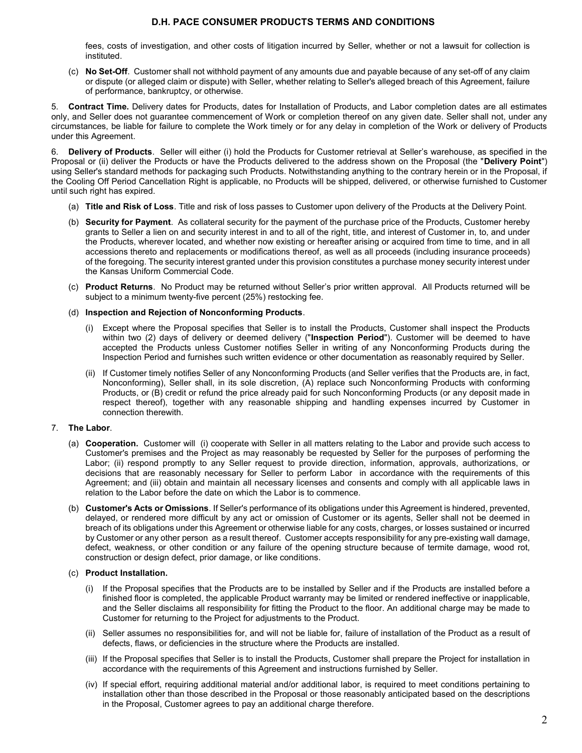fees, costs of investigation, and other costs of litigation incurred by Seller, whether or not a lawsuit for collection is instituted.

(c) **No Set-Off**. Customer shall not withhold payment of any amounts due and payable because of any set-off of any claim or dispute (or alleged claim or dispute) with Seller, whether relating to Seller's alleged breach of this Agreement, failure of performance, bankruptcy, or otherwise.

5. **Contract Time.** Delivery dates for Products, dates for Installation of Products, and Labor completion dates are all estimates only, and Seller does not guarantee commencement of Work or completion thereof on any given date. Seller shall not, under any circumstances, be liable for failure to complete the Work timely or for any delay in completion of the Work or delivery of Products under this Agreement.

6. **Delivery of Products**. Seller will either (i) hold the Products for Customer retrieval at Seller's warehouse, as specified in the Proposal or (ii) deliver the Products or have the Products delivered to the address shown on the Proposal (the "**Delivery Point**") using Seller's standard methods for packaging such Products. Notwithstanding anything to the contrary herein or in the Proposal, if the Cooling Off Period Cancellation Right is applicable, no Products will be shipped, delivered, or otherwise furnished to Customer until such right has expired.

(a) **Title and Risk of Loss**. Title and risk of loss passes to Customer upon delivery of the Products at the Delivery Point.

(b) **Security for Payment**. As collateral security for the payment of the purchase price of the Products, Customer hereby grants to Seller a lien on and security interest in and to all of the right, title, and interest of Customer in, to, and under the Products, wherever located, and whether now existing or hereafter arising or acquired from time to time, and in all accessions thereto and replacements or modifications thereof, as well as all proceeds (including insurance proceeds) of the foregoing. The security interest granted under this provision constitutes a purchase money security interest under the Kansas Uniform Commercial Code.

(c) **Product Returns**. No Product may be returned without Seller's prior written approval. All Products returned will be subject to a minimum twenty-five percent (25%) restocking fee.

(d) **Inspection and Rejection of Nonconforming Products**.

(i) Except where the Proposal specifies that Seller is to install the Products, Customer shall inspect the Products within two (2) days of delivery or deemed delivery ("**Inspection Period**"). Customer will be deemed to have accepted the Products unless Customer notifies Seller in writing of any Nonconforming Products during the Inspection Period and furnishes such written evidence or other documentation as reasonably required by Seller.

(ii) If Customer timely notifies Seller of any Nonconforming Products (and Seller verifies that the Products are, in fact, Nonconforming), Seller shall, in its sole discretion, (A) replace such Nonconforming Products with conforming Products, or (B) credit or refund the price already paid for such Nonconforming Products (or any deposit made in respect thereof), together with any reasonable shipping and handling expenses incurred by Customer in connection therewith.

7. **The Labor**.

(a) **Cooperation.** Customer will (i) cooperate with Seller in all matters relating to the Labor and provide such access to Customer's premises and the Project as may reasonably be requested by Seller for the purposes of performing the Labor; (ii) respond promptly to any Seller request to provide direction, information, approvals, authorizations, or decisions that are reasonably necessary for Seller to perform Labor in accordance with the requirements of this Agreement; and (iii) obtain and maintain all necessary licenses and consents and comply with all applicable laws in relation to the Labor before the date on which the Labor is to commence.

(b) **Customer's Acts or Omissions**. If Seller's performance of its obligations under this Agreement is hindered, prevented, delayed, or rendered more difficult by any act or omission of Customer or its agents, Seller shall not be deemed in breach of its obligations under this Agreement or otherwise liable for any costs, charges, or losses sustained or incurred by Customer or any other person as a result thereof. Customer accepts responsibility for any pre-existing wall damage, defect, weakness, or other condition or any failure of the opening structure because of termite damage, wood rot, construction or design defect, prior damage, or like conditions.

(c) **Product Installation.**

(i) If the Proposal specifies that the Products are to be installed by Seller and if the Products are installed before a finished floor is completed, the applicable Product warranty may be limited or rendered ineffective or inapplicable, and the Seller disclaims all responsibility for fitting the Product to the floor. An additional charge may be made to Customer for returning to the Project for adjustments to the Product.

(ii) Seller assumes no responsibilities for, and will not be liable for, failure of installation of the Product as a result of defects, flaws, or deficiencies in the structure where the Products are installed.

(iii) If the Proposal specifies that Seller is to install the Products, Customer shall prepare the Project for installation in accordance with the requirements of this Agreement and instructions furnished by Seller.

(iv) If special effort, requiring additional material and/or additional labor, is required to meet conditions pertaining to installation other than those described in the Proposal or those reasonably anticipated based on the descriptions in the Proposal, Customer agrees to pay an additional charge therefore.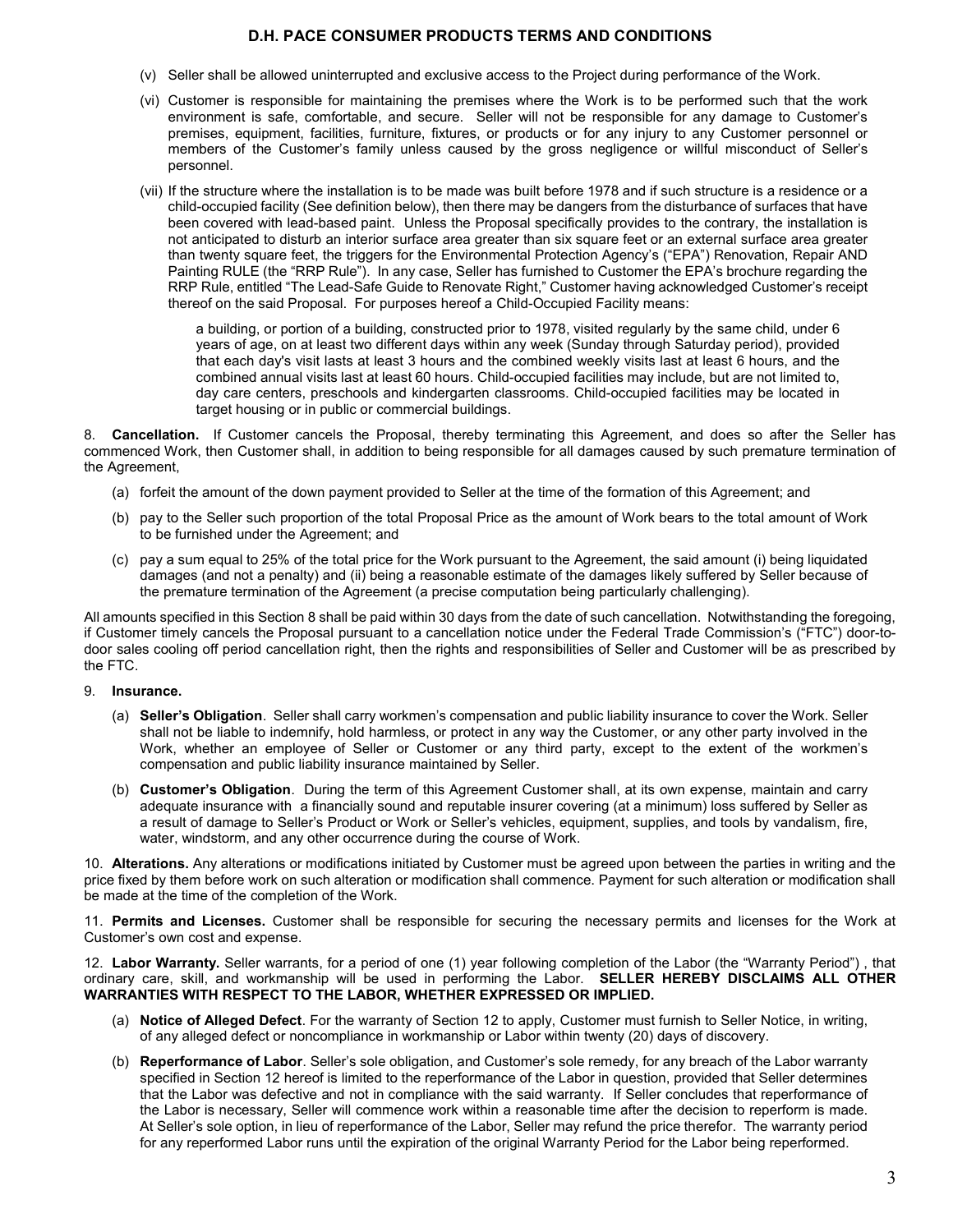(v) Seller shall be allowed uninterrupted and exclusive access to the Project during performance of the Work.

(vi) Customer is responsible for maintaining the premises where the Work is to be performed such that the work environment is safe, comfortable, and secure. Seller will not be responsible for any damage to Customer's premises, equipment, facilities, furniture, fixtures, or products or for any injury to any Customer personnel or members of the Customer's family unless caused by the gross negligence or willful misconduct of Seller's personnel.

(vii) If the structure where the installation is to be made was built before 1978 and if such structure is a residence or a child-occupied facility (See definition below), then there may be dangers from the disturbance of surfaces that have been covered with lead-based paint. Unless the Proposal specifically provides to the contrary, the installation is not anticipated to disturb an interior surface area greater than six square feet or an external surface area greater than twenty square feet, the triggers for the Environmental Protection Agency's ("EPA") Renovation, Repair AND Painting RULE (the "RRP Rule"). In any case, Seller has furnished to Customer the EPA's brochure regarding the RRP Rule, entitled "The Lead-Safe Guide to Renovate Right," Customer having acknowledged Customer's receipt thereof on the said Proposal. For purposes hereof a Child-Occupied Facility means:

> a building, or portion of a building, constructed prior to 1978, visited regularly by the same child, under 6 years of age, on at least two different days within any week (Sunday through Saturday period), provided that each day's visit lasts at least 3 hours and the combined weekly visits last at least 6 hours, and the combined annual visits last at least 60 hours. Child-occupied facilities may include, but are not limited to, day care centers, preschools and kindergarten classrooms. Child-occupied facilities may be located in target housing or in public or commercial buildings.

8. **Cancellation.** If Customer cancels the Proposal, thereby terminating this Agreement, and does so after the Seller has commenced Work, then Customer shall, in addition to being responsible for all damages caused by such premature termination of the Agreement,

(a) forfeit the amount of the down payment provided to Seller at the time of the formation of this Agreement; and

(b) pay to the Seller such proportion of the total Proposal Price as the amount of Work bears to the total amount of Work to be furnished under the Agreement; and

(c) pay a sum equal to 25% of the total price for the Work pursuant to the Agreement, the said amount (i) being liquidated damages (and not a penalty) and (ii) being a reasonable estimate of the damages likely suffered by Seller because of the premature termination of the Agreement (a precise computation being particularly challenging).

All amounts specified in this Section 8 shall be paid within 30 days from the date of such cancellation. Notwithstanding the foregoing, if Customer timely cancels the Proposal pursuant to a cancellation notice under the Federal Trade Commission's ("FTC") door-to-door sales cooling off period cancellation right, then the rights and responsibilities of Seller and Customer will be as prescribed by the FTC.

9. **Insurance.**

(a) **Seller's Obligation**. Seller shall carry workmen's compensation and public liability insurance to cover the Work. Seller shall not be liable to indemnify, hold harmless, or protect in any way the Customer, or any other party involved in the Work, whether an employee of Seller or Customer or any third party, except to the extent of the workmen's compensation and public liability insurance maintained by Seller.

(b) **Customer's Obligation**. During the term of this Agreement Customer shall, at its own expense, maintain and carry adequate insurance with a financially sound and reputable insurer covering (at a minimum) loss suffered by Seller as a result of damage to Seller's Product or Work or Seller's vehicles, equipment, supplies, and tools by vandalism, fire, water, windstorm, and any other occurrence during the course of Work.

10. **Alterations.** Any alterations or modifications initiated by Customer must be agreed upon between the parties in writing and the price fixed by them before work on such alteration or modification shall commence. Payment for such alteration or modification shall be made at the time of the completion of the Work.

11. **Permits and Licenses.** Customer shall be responsible for securing the necessary permits and licenses for the Work at Customer's own cost and expense.

12. **Labor Warranty.** Seller warrants, for a period of one (1) year following completion of the Labor (the "Warranty Period") , that ordinary care, skill, and workmanship will be used in performing the Labor. **SELLER HEREBY DISCLAIMS ALL OTHER WARRANTIES WITH RESPECT TO THE LABOR, WHETHER EXPRESSED OR IMPLIED.**

(a) **Notice of Alleged Defect**. For the warranty of Section 12 to apply, Customer must furnish to Seller Notice, in writing, of any alleged defect or noncompliance in workmanship or Labor within twenty (20) days of discovery.

(b) **Reperformance of Labor**. Seller's sole obligation, and Customer's sole remedy, for any breach of the Labor warranty specified in Section 12 hereof is limited to the reperformance of the Labor in question, provided that Seller determines that the Labor was defective and not in compliance with the said warranty. If Seller concludes that reperformance of the Labor is necessary, Seller will commence work within a reasonable time after the decision to reperform is made. At Seller's sole option, in lieu of reperformance of the Labor, Seller may refund the price therefor. The warranty period for any reperformed Labor runs until the expiration of the original Warranty Period for the Labor being reperformed.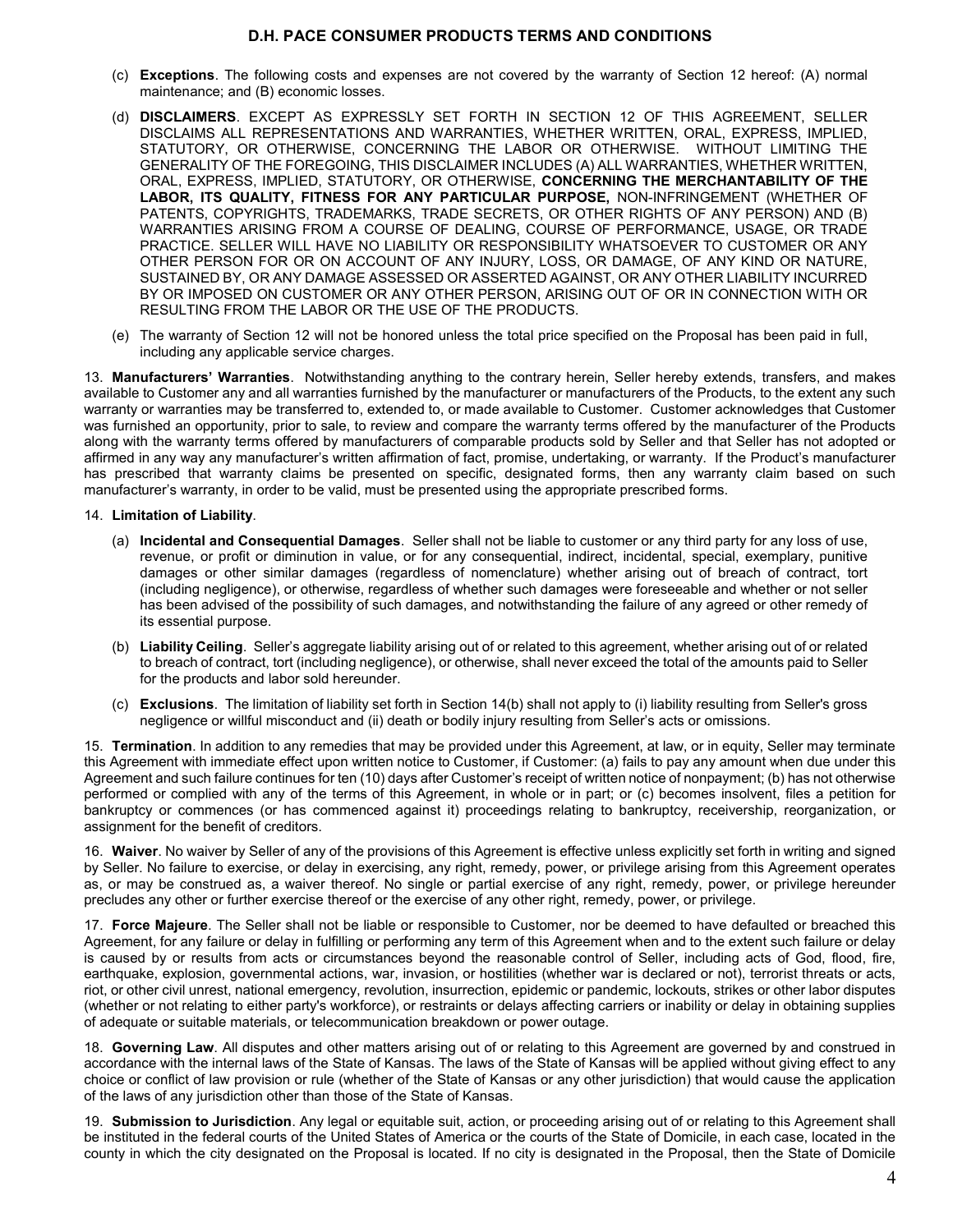(c) **Exceptions**. The following costs and expenses are not covered by the warranty of Section 12 hereof: (A) normal maintenance; and (B) economic losses.

(d) **DISCLAIMERS**. EXCEPT AS EXPRESSLY SET FORTH IN SECTION 12 OF THIS AGREEMENT, SELLER DISCLAIMS ALL REPRESENTATIONS AND WARRANTIES, WHETHER WRITTEN, ORAL, EXPRESS, IMPLIED, STATUTORY, OR OTHERWISE, CONCERNING THE LABOR OR OTHERWISE. WITHOUT LIMITING THE GENERALITY OF THE FOREGOING, THIS DISCLAIMER INCLUDES (A) ALL WARRANTIES, WHETHER WRITTEN, ORAL, EXPRESS, IMPLIED, STATUTORY, OR OTHERWISE, **CONCERNING THE MERCHANTABILITY OF THE LABOR, ITS QUALITY, FITNESS FOR ANY PARTICULAR PURPOSE,** NON-INFRINGEMENT (WHETHER OF PATENTS, COPYRIGHTS, TRADEMARKS, TRADE SECRETS, OR OTHER RIGHTS OF ANY PERSON) AND (B) WARRANTIES ARISING FROM A COURSE OF DEALING, COURSE OF PERFORMANCE, USAGE, OR TRADE PRACTICE. SELLER WILL HAVE NO LIABILITY OR RESPONSIBILITY WHATSOEVER TO CUSTOMER OR ANY OTHER PERSON FOR OR ON ACCOUNT OF ANY INJURY, LOSS, OR DAMAGE, OF ANY KIND OR NATURE, SUSTAINED BY, OR ANY DAMAGE ASSESSED OR ASSERTED AGAINST, OR ANY OTHER LIABILITY INCURRED BY OR IMPOSED ON CUSTOMER OR ANY OTHER PERSON, ARISING OUT OF OR IN CONNECTION WITH OR RESULTING FROM THE LABOR OR THE USE OF THE PRODUCTS.

(e) The warranty of Section 12 will not be honored unless the total price specified on the Proposal has been paid in full, including any applicable service charges.

13. **Manufacturers' Warranties**. Notwithstanding anything to the contrary herein, Seller hereby extends, transfers, and makes available to Customer any and all warranties furnished by the manufacturer or manufacturers of the Products, to the extent any such warranty or warranties may be transferred to, extended to, or made available to Customer. Customer acknowledges that Customer was furnished an opportunity, prior to sale, to review and compare the warranty terms offered by the manufacturer of the Products along with the warranty terms offered by manufacturers of comparable products sold by Seller and that Seller has not adopted or affirmed in any way any manufacturer's written affirmation of fact, promise, undertaking, or warranty. If the Product's manufacturer has prescribed that warranty claims be presented on specific, designated forms, then any warranty claim based on such manufacturer's warranty, in order to be valid, must be presented using the appropriate prescribed forms.

14. **Limitation of Liability**.

(a) **Incidental and Consequential Damages**. Seller shall not be liable to customer or any third party for any loss of use, revenue, or profit or diminution in value, or for any consequential, indirect, incidental, special, exemplary, punitive damages or other similar damages (regardless of nomenclature) whether arising out of breach of contract, tort (including negligence), or otherwise, regardless of whether such damages were foreseeable and whether or not seller has been advised of the possibility of such damages, and notwithstanding the failure of any agreed or other remedy of its essential purpose.

(b) **Liability Ceiling**. Seller's aggregate liability arising out of or related to this agreement, whether arising out of or related to breach of contract, tort (including negligence), or otherwise, shall never exceed the total of the amounts paid to Seller for the products and labor sold hereunder.

(c) **Exclusions**. The limitation of liability set forth in Section 14(b) shall not apply to (i) liability resulting from Seller's gross negligence or willful misconduct and (ii) death or bodily injury resulting from Seller's acts or omissions.

15. **Termination**. In addition to any remedies that may be provided under this Agreement, at law, or in equity, Seller may terminate this Agreement with immediate effect upon written notice to Customer, if Customer: (a) fails to pay any amount when due under this Agreement and such failure continues for ten (10) days after Customer's receipt of written notice of nonpayment; (b) has not otherwise performed or complied with any of the terms of this Agreement, in whole or in part; or (c) becomes insolvent, files a petition for bankruptcy or commences (or has commenced against it) proceedings relating to bankruptcy, receivership, reorganization, or assignment for the benefit of creditors.

16. **Waiver**. No waiver by Seller of any of the provisions of this Agreement is effective unless explicitly set forth in writing and signed by Seller. No failure to exercise, or delay in exercising, any right, remedy, power, or privilege arising from this Agreement operates as, or may be construed as, a waiver thereof. No single or partial exercise of any right, remedy, power, or privilege hereunder precludes any other or further exercise thereof or the exercise of any other right, remedy, power, or privilege.

17. **Force Majeure**. The Seller shall not be liable or responsible to Customer, nor be deemed to have defaulted or breached this Agreement, for any failure or delay in fulfilling or performing any term of this Agreement when and to the extent such failure or delay is caused by or results from acts or circumstances beyond the reasonable control of Seller, including acts of God, flood, fire, earthquake, explosion, governmental actions, war, invasion, or hostilities (whether war is declared or not), terrorist threats or acts, riot, or other civil unrest, national emergency, revolution, insurrection, epidemic or pandemic, lockouts, strikes or other labor disputes (whether or not relating to either party's workforce), or restraints or delays affecting carriers or inability or delay in obtaining supplies of adequate or suitable materials, or telecommunication breakdown or power outage.

18. **Governing Law**. All disputes and other matters arising out of or relating to this Agreement are governed by and construed in accordance with the internal laws of the State of Kansas. The laws of the State of Kansas will be applied without giving effect to any choice or conflict of law provision or rule (whether of the State of Kansas or any other jurisdiction) that would cause the application of the laws of any jurisdiction other than those of the State of Kansas.

19. **Submission to Jurisdiction**. Any legal or equitable suit, action, or proceeding arising out of or relating to this Agreement shall be instituted in the federal courts of the United States of America or the courts of the State of Domicile, in each case, located in the county in which the city designated on the Proposal is located. If no city is designated in the Proposal, then the State of Domicile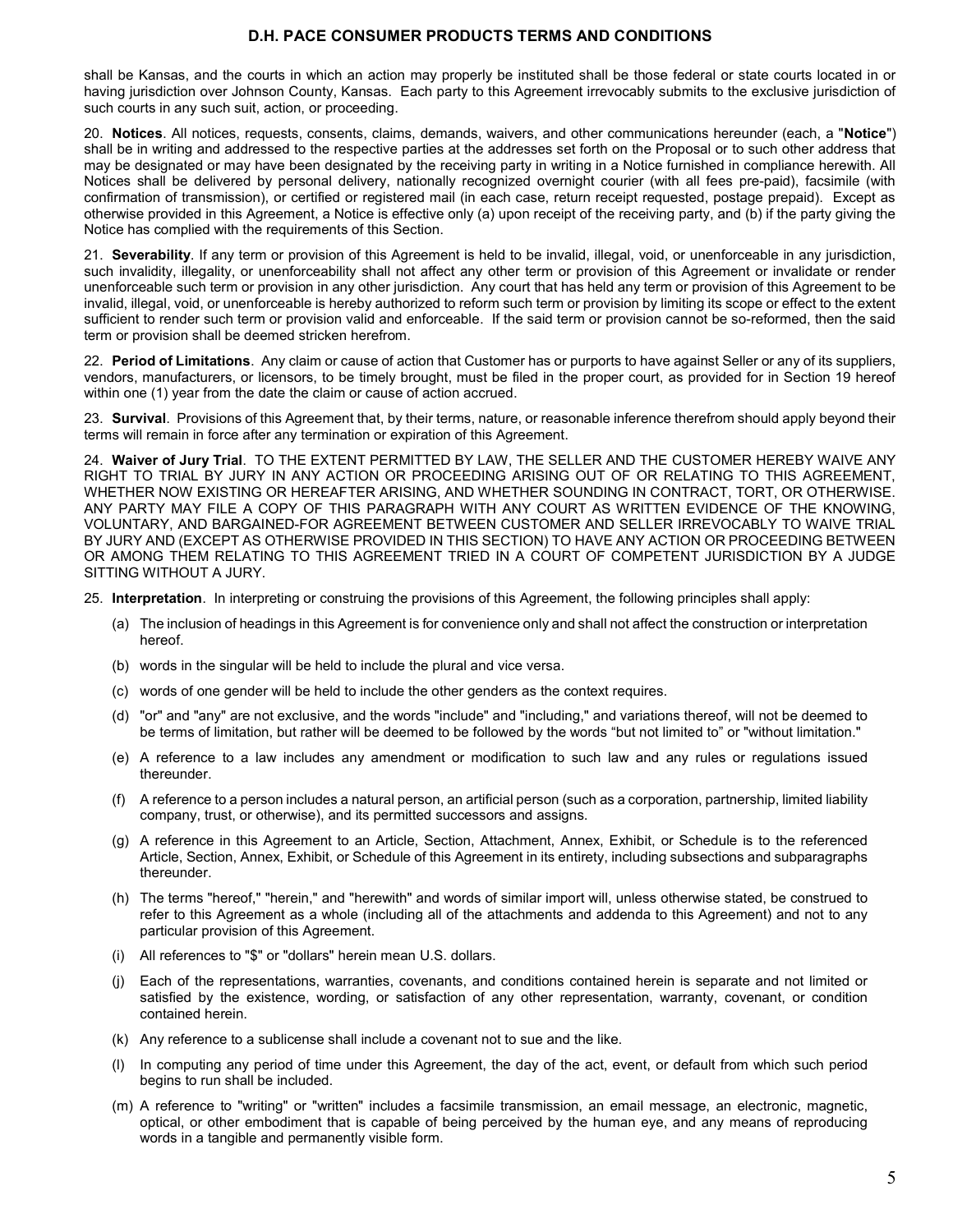shall be Kansas, and the courts in which an action may properly be instituted shall be those federal or state courts located in or having jurisdiction over Johnson County, Kansas. Each party to this Agreement irrevocably submits to the exclusive jurisdiction of such courts in any such suit, action, or proceeding.

20. **Notices**. All notices, requests, consents, claims, demands, waivers, and other communications hereunder (each, a "**Notice**") shall be in writing and addressed to the respective parties at the addresses set forth on the Proposal or to such other address that may be designated or may have been designated by the receiving party in writing in a Notice furnished in compliance herewith. All Notices shall be delivered by personal delivery, nationally recognized overnight courier (with all fees pre-paid), facsimile (with confirmation of transmission), or certified or registered mail (in each case, return receipt requested, postage prepaid). Except as otherwise provided in this Agreement, a Notice is effective only (a) upon receipt of the receiving party, and (b) if the party giving the Notice has complied with the requirements of this Section.

21. **Severability**. If any term or provision of this Agreement is held to be invalid, illegal, void, or unenforceable in any jurisdiction, such invalidity, illegality, or unenforceability shall not affect any other term or provision of this Agreement or invalidate or render unenforceable such term or provision in any other jurisdiction. Any court that has held any term or provision of this Agreement to be invalid, illegal, void, or unenforceable is hereby authorized to reform such term or provision by limiting its scope or effect to the extent sufficient to render such term or provision valid and enforceable. If the said term or provision cannot be so-reformed, then the said term or provision shall be deemed stricken herefrom.

22. **Period of Limitations**. Any claim or cause of action that Customer has or purports to have against Seller or any of its suppliers, vendors, manufacturers, or licensors, to be timely brought, must be filed in the proper court, as provided for in Section 19 hereof within one (1) year from the date the claim or cause of action accrued.

23. **Survival**. Provisions of this Agreement that, by their terms, nature, or reasonable inference therefrom should apply beyond their terms will remain in force after any termination or expiration of this Agreement.

24. **Waiver of Jury Trial**. TO THE EXTENT PERMITTED BY LAW, THE SELLER AND THE CUSTOMER HEREBY WAIVE ANY RIGHT TO TRIAL BY JURY IN ANY ACTION OR PROCEEDING ARISING OUT OF OR RELATING TO THIS AGREEMENT, WHETHER NOW EXISTING OR HEREAFTER ARISING, AND WHETHER SOUNDING IN CONTRACT, TORT, OR OTHERWISE. ANY PARTY MAY FILE A COPY OF THIS PARAGRAPH WITH ANY COURT AS WRITTEN EVIDENCE OF THE KNOWING, VOLUNTARY, AND BARGAINED-FOR AGREEMENT BETWEEN CUSTOMER AND SELLER IRREVOCABLY TO WAIVE TRIAL BY JURY AND (EXCEPT AS OTHERWISE PROVIDED IN THIS SECTION) TO HAVE ANY ACTION OR PROCEEDING BETWEEN OR AMONG THEM RELATING TO THIS AGREEMENT TRIED IN A COURT OF COMPETENT JURISDICTION BY A JUDGE SITTING WITHOUT A JURY.

25. **Interpretation**. In interpreting or construing the provisions of this Agreement, the following principles shall apply:

(a) The inclusion of headings in this Agreement is for convenience only and shall not affect the construction or interpretation hereof.

(b) words in the singular will be held to include the plural and vice versa.

(c) words of one gender will be held to include the other genders as the context requires.

(d) "or" and "any" are not exclusive, and the words "include" and "including," and variations thereof, will not be deemed to be terms of limitation, but rather will be deemed to be followed by the words "but not limited to" or "without limitation."

(e) A reference to a law includes any amendment or modification to such law and any rules or regulations issued thereunder.

(f) A reference to a person includes a natural person, an artificial person (such as a corporation, partnership, limited liability company, trust, or otherwise), and its permitted successors and assigns.

(g) A reference in this Agreement to an Article, Section, Attachment, Annex, Exhibit, or Schedule is to the referenced Article, Section, Annex, Exhibit, or Schedule of this Agreement in its entirety, including subsections and subparagraphs thereunder.

(h) The terms "hereof," "herein," and "herewith" and words of similar import will, unless otherwise stated, be construed to refer to this Agreement as a whole (including all of the attachments and addenda to this Agreement) and not to any particular provision of this Agreement.

(i) All references to "$" or "dollars" herein mean U.S. dollars.

(j) Each of the representations, warranties, covenants, and conditions contained herein is separate and not limited or satisfied by the existence, wording, or satisfaction of any other representation, warranty, covenant, or condition contained herein.

(k) Any reference to a sublicense shall include a covenant not to sue and the like.

(l) In computing any period of time under this Agreement, the day of the act, event, or default from which such period begins to run shall be included.

(m) A reference to "writing" or "written" includes a facsimile transmission, an email message, an electronic, magnetic, optical, or other embodiment that is capable of being perceived by the human eye, and any means of reproducing words in a tangible and permanently visible form.